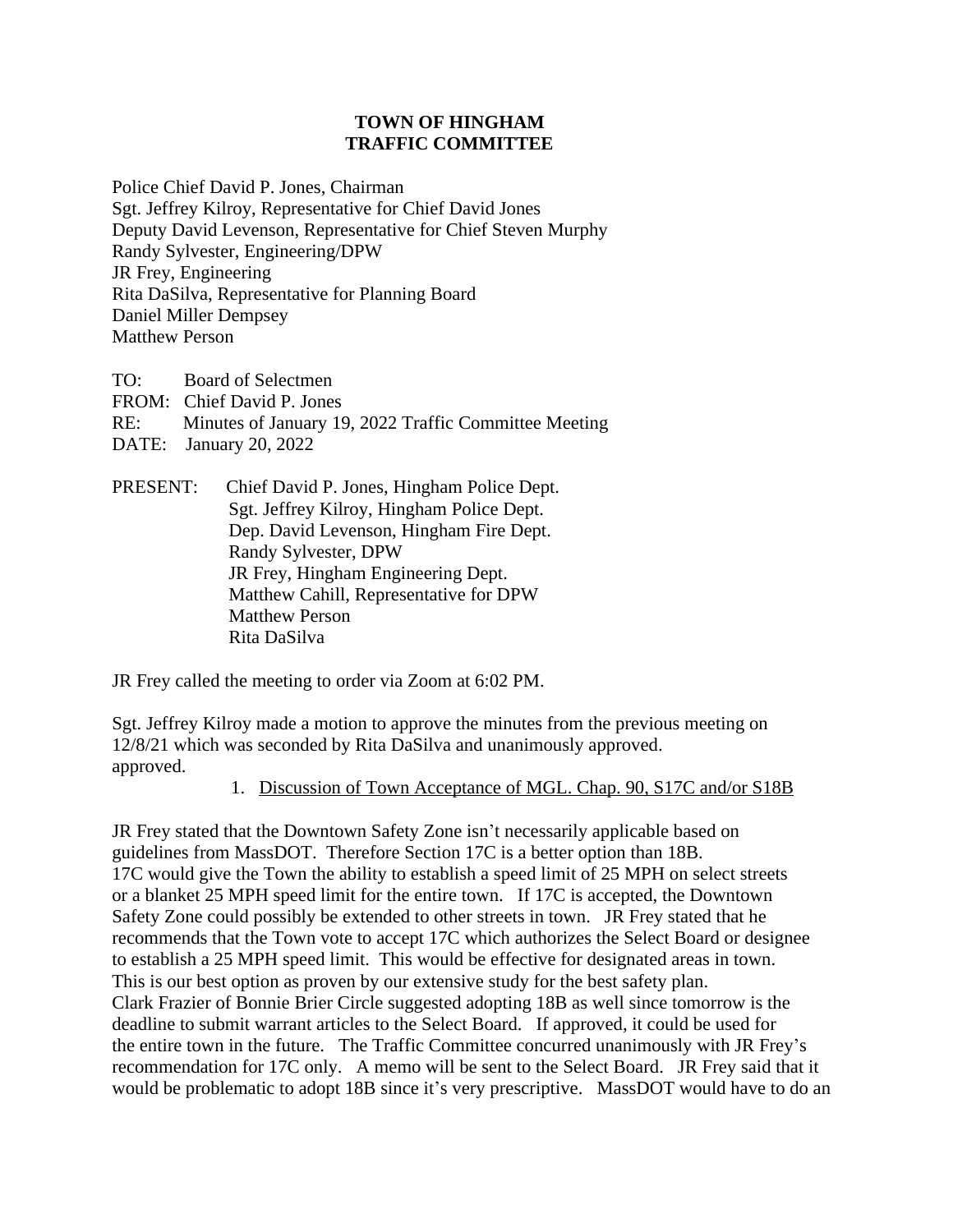**TOWN OF HINGHAM**
**TRAFFIC COMMITTEE**

Police Chief David P. Jones, Chairman
Sgt. Jeffrey Kilroy, Representative for Chief David Jones
Deputy David Levenson, Representative for Chief Steven Murphy
Randy Sylvester, Engineering/DPW
JR Frey, Engineering
Rita DaSilva, Representative for Planning Board
Daniel Miller Dempsey
Matthew Person

TO: Board of Selectmen
FROM: Chief David P. Jones
RE: Minutes of January 19, 2022 Traffic Committee Meeting
DATE: January 20, 2022

PRESENT: Chief David P. Jones, Hingham Police Dept.
Sgt. Jeffrey Kilroy, Hingham Police Dept.
Dep. David Levenson, Hingham Fire Dept.
Randy Sylvester, DPW
JR Frey, Hingham Engineering Dept.
Matthew Cahill, Representative for DPW
Matthew Person
Rita DaSilva

JR Frey called the meeting to order via Zoom at 6:02 PM.

Sgt. Jeffrey Kilroy made a motion to approve the minutes from the previous meeting on 12/8/21 which was seconded by Rita DaSilva and unanimously approved.
approved.

1. Discussion of Town Acceptance of MGL. Chap. 90, S17C and/or S18B

JR Frey stated that the Downtown Safety Zone isn't necessarily applicable based on guidelines from MassDOT. Therefore Section 17C is a better option than 18B. 17C would give the Town the ability to establish a speed limit of 25 MPH on select streets or a blanket 25 MPH speed limit for the entire town. If 17C is accepted, the Downtown Safety Zone could possibly be extended to other streets in town. JR Frey stated that he recommends that the Town vote to accept 17C which authorizes the Select Board or designee to establish a 25 MPH speed limit. This would be effective for designated areas in town. This is our best option as proven by our extensive study for the best safety plan. Clark Frazier of Bonnie Brier Circle suggested adopting 18B as well since tomorrow is the deadline to submit warrant articles to the Select Board. If approved, it could be used for the entire town in the future. The Traffic Committee concurred unanimously with JR Frey's recommendation for 17C only. A memo will be sent to the Select Board. JR Frey said that it would be problematic to adopt 18B since it's very prescriptive. MassDOT would have to do an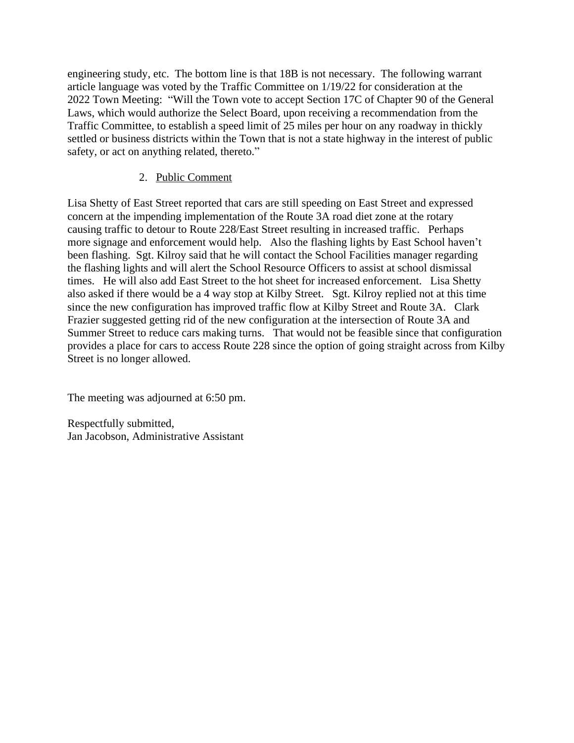engineering study, etc. The bottom line is that 18B is not necessary. The following warrant article language was voted by the Traffic Committee on 1/19/22 for consideration at the 2022 Town Meeting: "Will the Town vote to accept Section 17C of Chapter 90 of the General Laws, which would authorize the Select Board, upon receiving a recommendation from the Traffic Committee, to establish a speed limit of 25 miles per hour on any roadway in thickly settled or business districts within the Town that is not a state highway in the interest of public safety, or act on anything related, thereto."

2. <u>Public Comment</u>

Lisa Shetty of East Street reported that cars are still speeding on East Street and expressed concern at the impending implementation of the Route 3A road diet zone at the rotary causing traffic to detour to Route 228/East Street resulting in increased traffic. Perhaps more signage and enforcement would help. Also the flashing lights by East School haven't been flashing. Sgt. Kilroy said that he will contact the School Facilities manager regarding the flashing lights and will alert the School Resource Officers to assist at school dismissal times. He will also add East Street to the hot sheet for increased enforcement. Lisa Shetty also asked if there would be a 4 way stop at Kilby Street. Sgt. Kilroy replied not at this time since the new configuration has improved traffic flow at Kilby Street and Route 3A. Clark Frazier suggested getting rid of the new configuration at the intersection of Route 3A and Summer Street to reduce cars making turns. That would not be feasible since that configuration provides a place for cars to access Route 228 since the option of going straight across from Kilby Street is no longer allowed.

The meeting was adjourned at 6:50 pm.

Respectfully submitted,
Jan Jacobson, Administrative Assistant